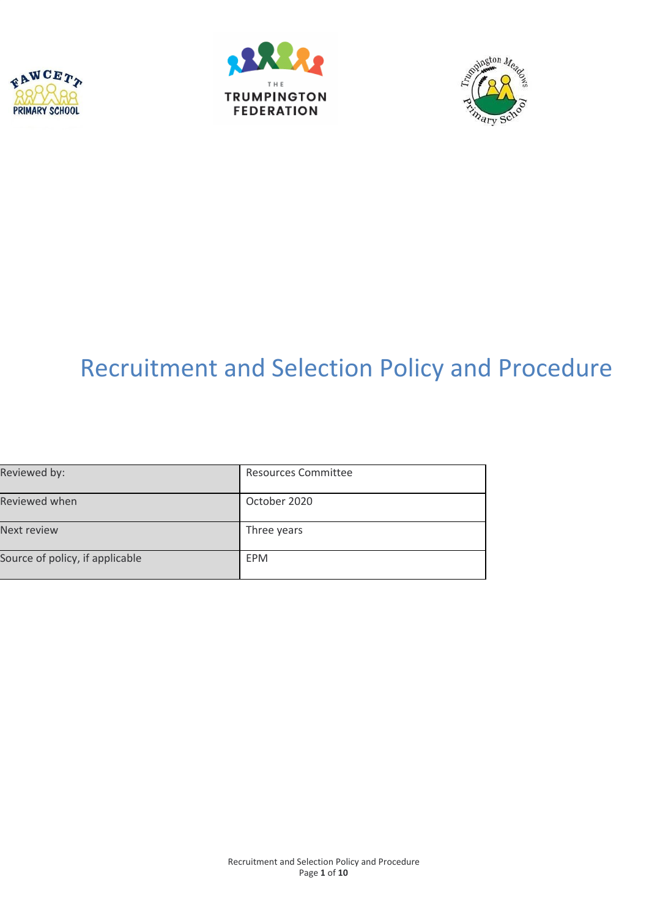# Recruitment and Selection Policy and Procedure

| Reviewed by: | Resources Committee |
|---|---|
| Reviewed when | October 2020 |
| Next review | Three years |
| Source of policy, if applicable | EPM |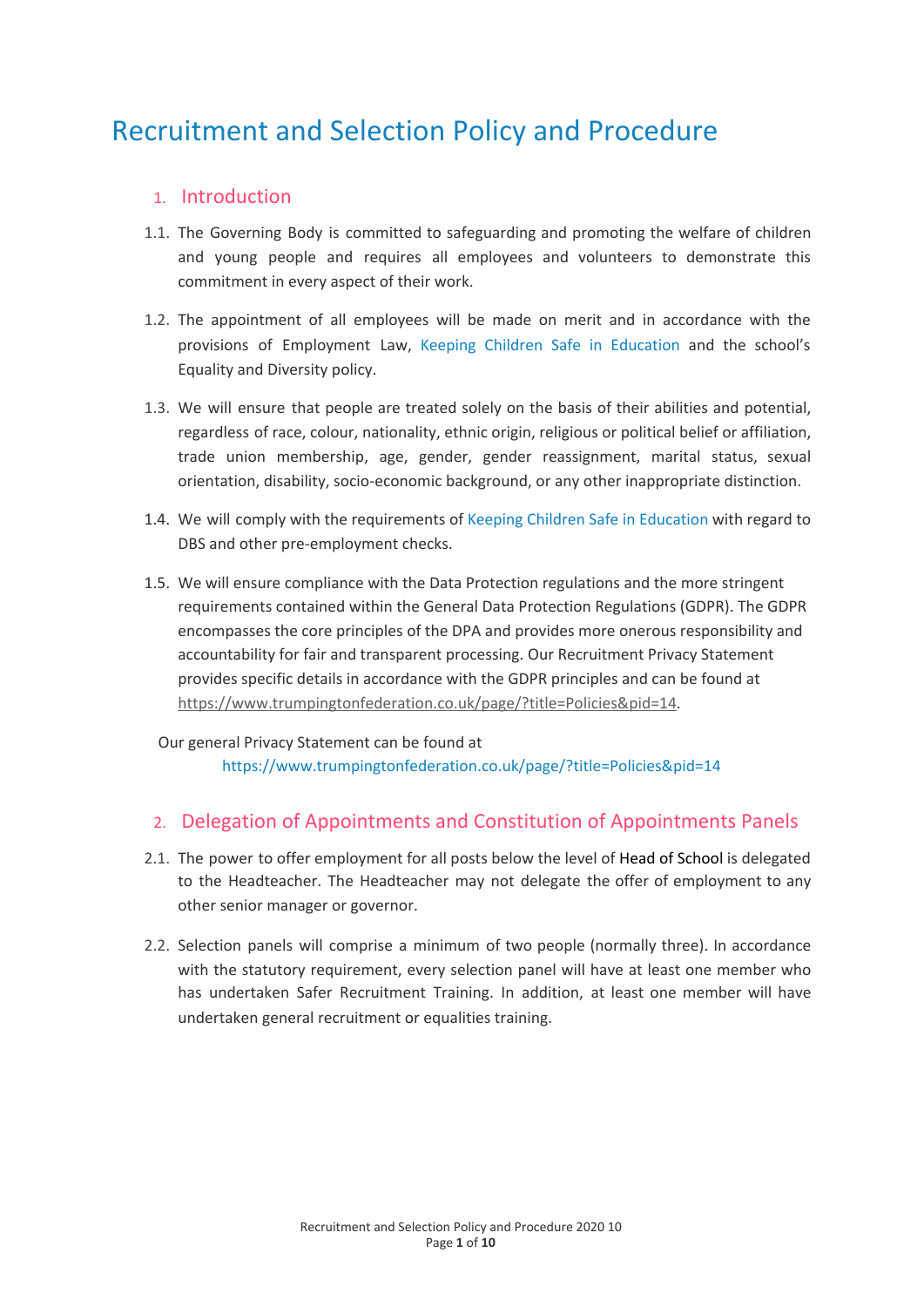# Recruitment and Selection Policy and Procedure

## 1. Introduction

1.1. The Governing Body is committed to safeguarding and promoting the welfare of children and young people and requires all employees and volunteers to demonstrate this commitment in every aspect of their work.

1.2. The appointment of all employees will be made on merit and in accordance with the provisions of Employment Law, Keeping Children Safe in Education and the school's Equality and Diversity policy.

1.3. We will ensure that people are treated solely on the basis of their abilities and potential, regardless of race, colour, nationality, ethnic origin, religious or political belief or affiliation, trade union membership, age, gender, gender reassignment, marital status, sexual orientation, disability, socio-economic background, or any other inappropriate distinction.

1.4. We will comply with the requirements of Keeping Children Safe in Education with regard to DBS and other pre-employment checks.

1.5. We will ensure compliance with the Data Protection regulations and the more stringent requirements contained within the General Data Protection Regulations (GDPR). The GDPR encompasses the core principles of the DPA and provides more onerous responsibility and accountability for fair and transparent processing. Our Recruitment Privacy Statement provides specific details in accordance with the GDPR principles and can be found at https://www.trumpingtonfederation.co.uk/page/?title=Policies&pid=14.

Our general Privacy Statement can be found at https://www.trumpingtonfederation.co.uk/page/?title=Policies&pid=14

## 2. Delegation of Appointments and Constitution of Appointments Panels

2.1. The power to offer employment for all posts below the level of Head of School is delegated to the Headteacher. The Headteacher may not delegate the offer of employment to any other senior manager or governor.

2.2. Selection panels will comprise a minimum of two people (normally three). In accordance with the statutory requirement, every selection panel will have at least one member who has undertaken Safer Recruitment Training. In addition, at least one member will have undertaken general recruitment or equalities training.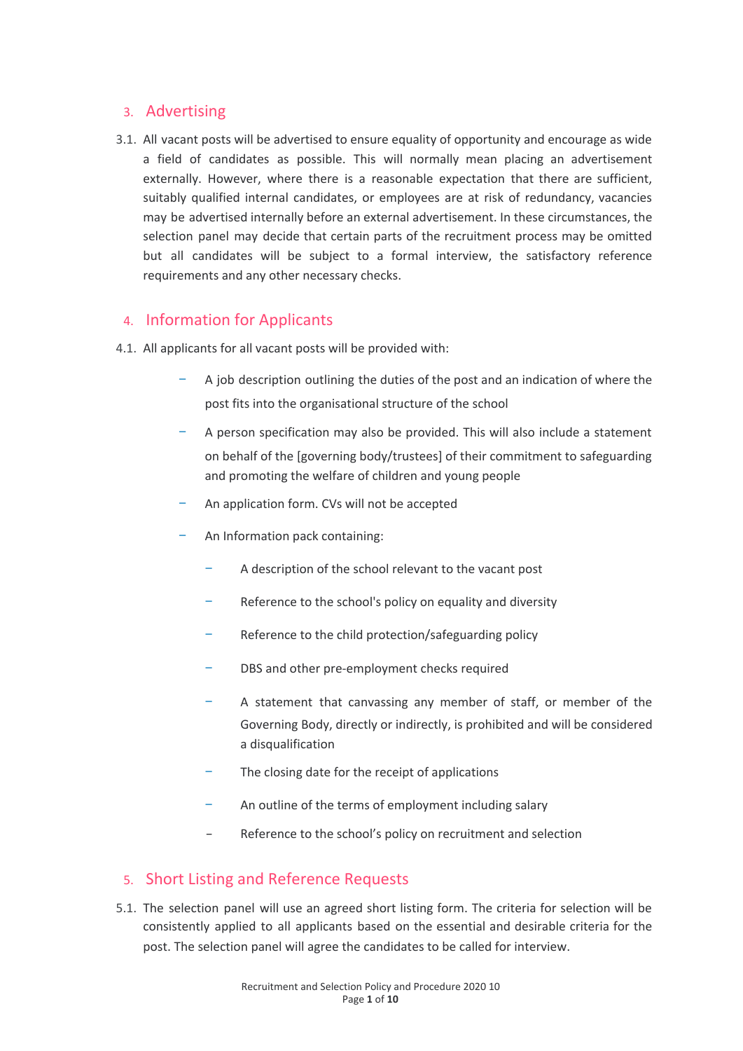## 3. Advertising

3.1. All vacant posts will be advertised to ensure equality of opportunity and encourage as wide a field of candidates as possible. This will normally mean placing an advertisement externally. However, where there is a reasonable expectation that there are sufficient, suitably qualified internal candidates, or employees are at risk of redundancy, vacancies may be advertised internally before an external advertisement. In these circumstances, the selection panel may decide that certain parts of the recruitment process may be omitted but all candidates will be subject to a formal interview, the satisfactory reference requirements and any other necessary checks.

## 4. Information for Applicants

4.1. All applicants for all vacant posts will be provided with:

- A job description outlining the duties of the post and an indication of where the post fits into the organisational structure of the school
- A person specification may also be provided. This will also include a statement on behalf of the [governing body/trustees] of their commitment to safeguarding and promoting the welfare of children and young people
- An application form. CVs will not be accepted
- An Information pack containing:
  - A description of the school relevant to the vacant post
  - Reference to the school's policy on equality and diversity
  - Reference to the child protection/safeguarding policy
  - DBS and other pre-employment checks required
  - A statement that canvassing any member of staff, or member of the Governing Body, directly or indirectly, is prohibited and will be considered a disqualification
  - The closing date for the receipt of applications
  - An outline of the terms of employment including salary
  - Reference to the school's policy on recruitment and selection

## 5. Short Listing and Reference Requests

5.1. The selection panel will use an agreed short listing form. The criteria for selection will be consistently applied to all applicants based on the essential and desirable criteria for the post. The selection panel will agree the candidates to be called for interview.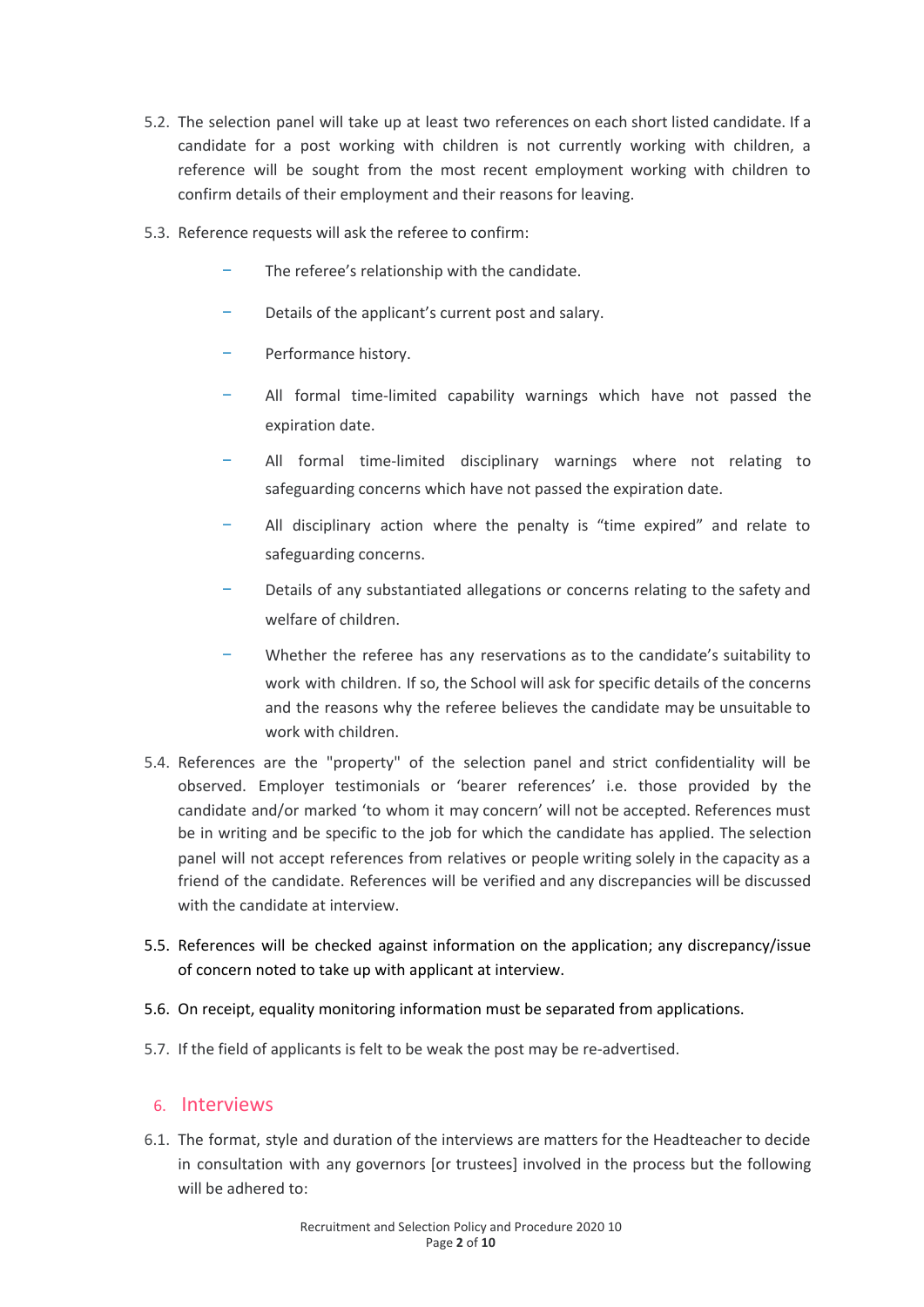5.2. The selection panel will take up at least two references on each short listed candidate. If a candidate for a post working with children is not currently working with children, a reference will be sought from the most recent employment working with children to confirm details of their employment and their reasons for leaving.

5.3. Reference requests will ask the referee to confirm:

- The referee's relationship with the candidate.
- Details of the applicant's current post and salary.
- Performance history.
- All formal time-limited capability warnings which have not passed the expiration date.
- All formal time-limited disciplinary warnings where not relating to safeguarding concerns which have not passed the expiration date.
- All disciplinary action where the penalty is "time expired" and relate to safeguarding concerns.
- Details of any substantiated allegations or concerns relating to the safety and welfare of children.
- Whether the referee has any reservations as to the candidate's suitability to work with children. If so, the School will ask for specific details of the concerns and the reasons why the referee believes the candidate may be unsuitable to work with children.

5.4. References are the "property" of the selection panel and strict confidentiality will be observed. Employer testimonials or 'bearer references' i.e. those provided by the candidate and/or marked 'to whom it may concern' will not be accepted. References must be in writing and be specific to the job for which the candidate has applied. The selection panel will not accept references from relatives or people writing solely in the capacity as a friend of the candidate. References will be verified and any discrepancies will be discussed with the candidate at interview.

5.5. References will be checked against information on the application; any discrepancy/issue of concern noted to take up with applicant at interview.

5.6. On receipt, equality monitoring information must be separated from applications.

5.7. If the field of applicants is felt to be weak the post may be re-advertised.

## 6. Interviews

6.1. The format, style and duration of the interviews are matters for the Headteacher to decide in consultation with any governors [or trustees] involved in the process but the following will be adhered to: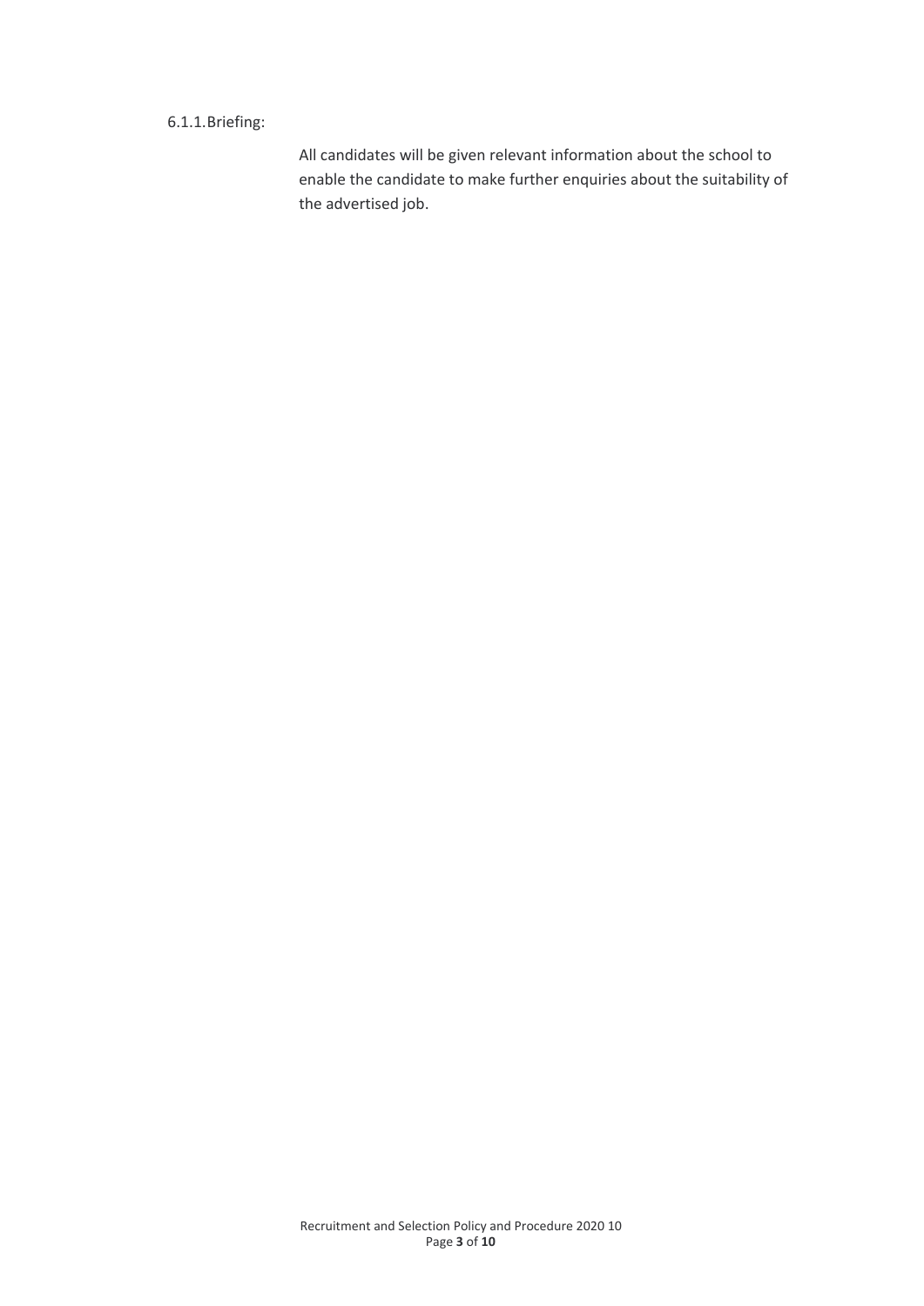6.1.1. Briefing:

All candidates will be given relevant information about the school to enable the candidate to make further enquiries about the suitability of the advertised job.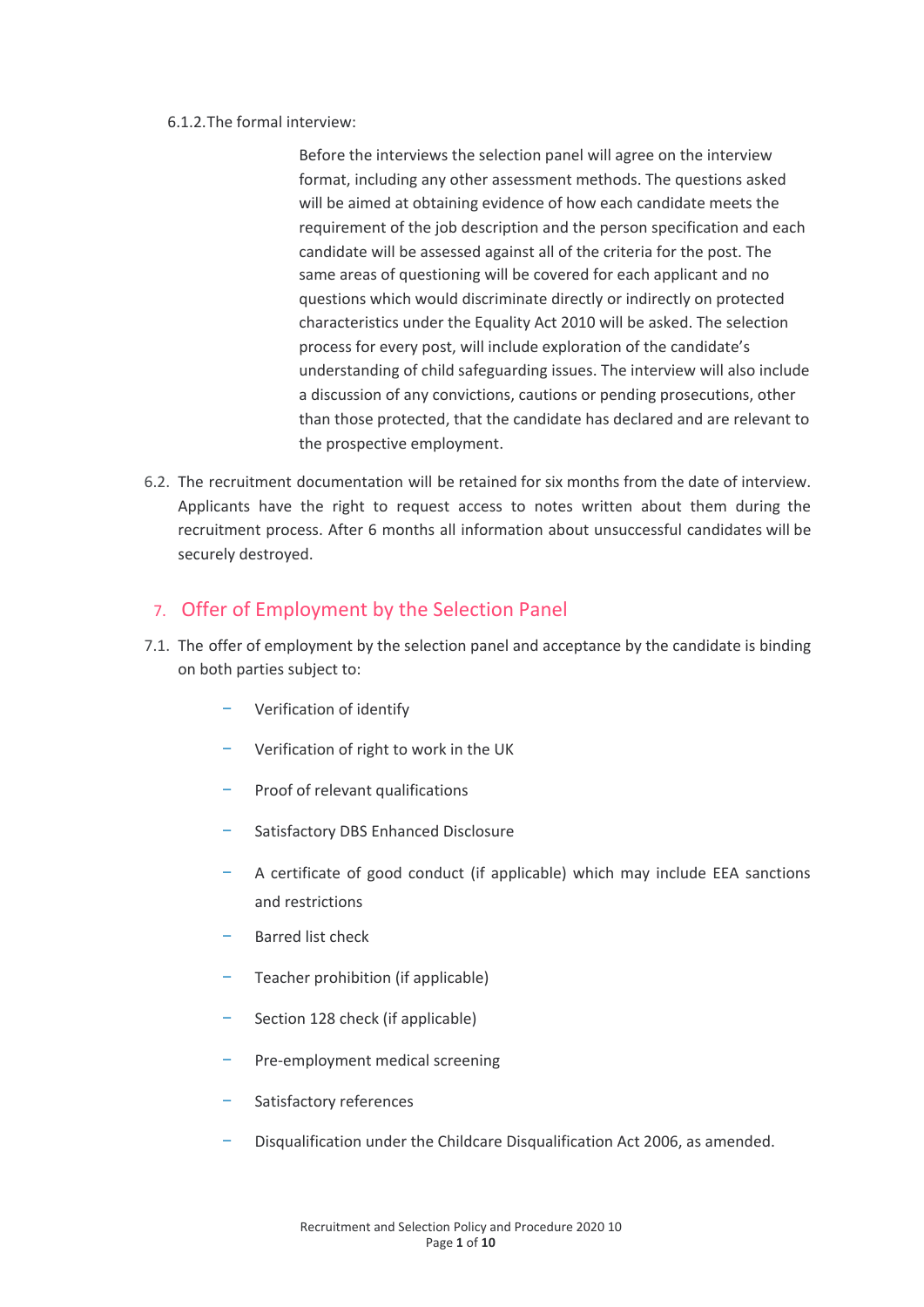6.1.2. The formal interview:

Before the interviews the selection panel will agree on the interview format, including any other assessment methods. The questions asked will be aimed at obtaining evidence of how each candidate meets the requirement of the job description and the person specification and each candidate will be assessed against all of the criteria for the post. The same areas of questioning will be covered for each applicant and no questions which would discriminate directly or indirectly on protected characteristics under the Equality Act 2010 will be asked. The selection process for every post, will include exploration of the candidate's understanding of child safeguarding issues. The interview will also include a discussion of any convictions, cautions or pending prosecutions, other than those protected, that the candidate has declared and are relevant to the prospective employment.

6.2. The recruitment documentation will be retained for six months from the date of interview. Applicants have the right to request access to notes written about them during the recruitment process. After 6 months all information about unsuccessful candidates will be securely destroyed.

## 7. Offer of Employment by the Selection Panel

7.1. The offer of employment by the selection panel and acceptance by the candidate is binding on both parties subject to:

- Verification of identify
- Verification of right to work in the UK
- Proof of relevant qualifications
- Satisfactory DBS Enhanced Disclosure
- A certificate of good conduct (if applicable) which may include EEA sanctions and restrictions
- Barred list check
- Teacher prohibition (if applicable)
- Section 128 check (if applicable)
- Pre-employment medical screening
- Satisfactory references
- Disqualification under the Childcare Disqualification Act 2006, as amended.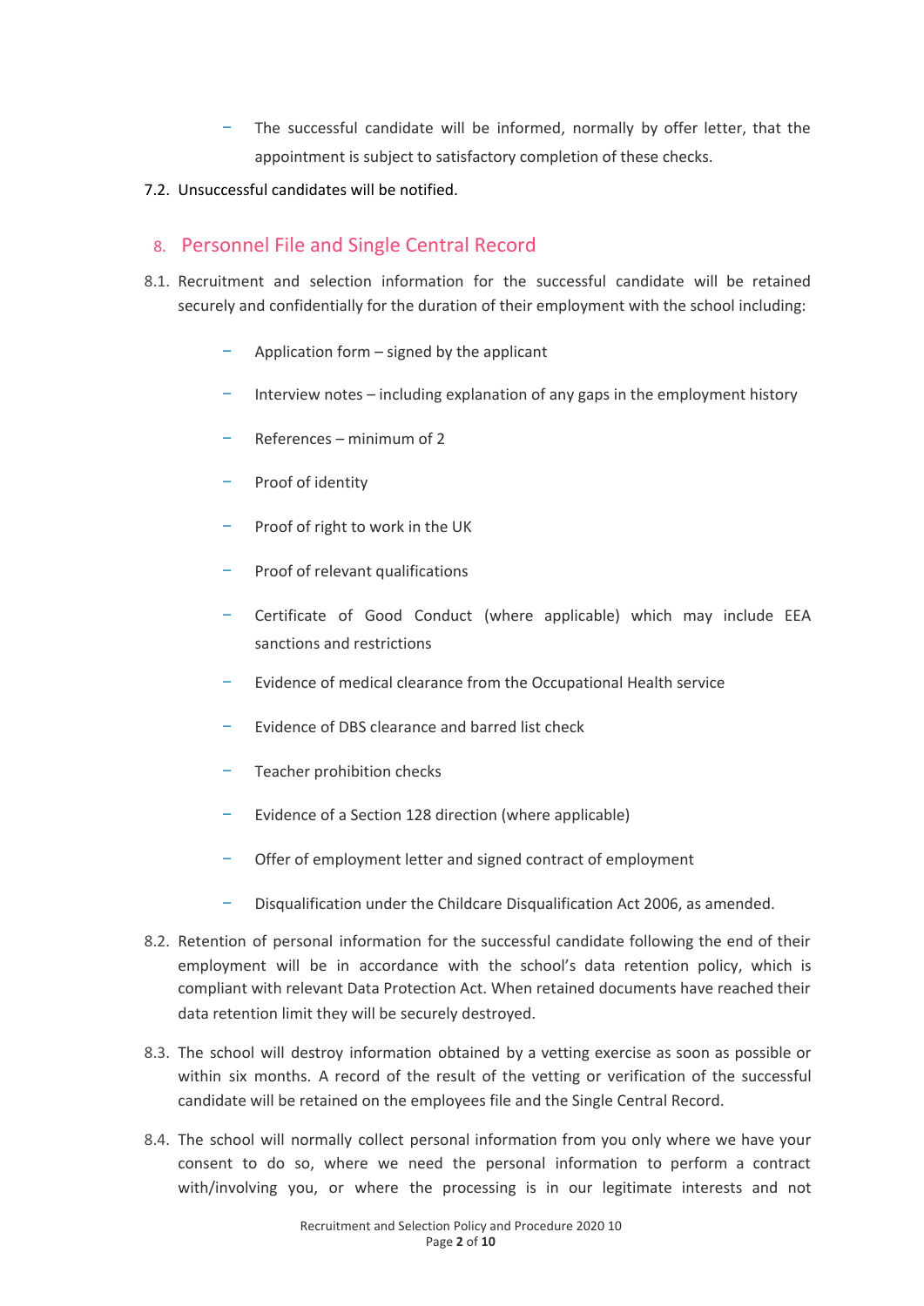- The successful candidate will be informed, normally by offer letter, that the appointment is subject to satisfactory completion of these checks.

7.2. Unsuccessful candidates will be notified.

## 8. Personnel File and Single Central Record

8.1. Recruitment and selection information for the successful candidate will be retained securely and confidentially for the duration of their employment with the school including:

- Application form – signed by the applicant
- Interview notes – including explanation of any gaps in the employment history
- References – minimum of 2
- Proof of identity
- Proof of right to work in the UK
- Proof of relevant qualifications
- Certificate of Good Conduct (where applicable) which may include EEA sanctions and restrictions
- Evidence of medical clearance from the Occupational Health service
- Evidence of DBS clearance and barred list check
- Teacher prohibition checks
- Evidence of a Section 128 direction (where applicable)
- Offer of employment letter and signed contract of employment
- Disqualification under the Childcare Disqualification Act 2006, as amended.

8.2. Retention of personal information for the successful candidate following the end of their employment will be in accordance with the school's data retention policy, which is compliant with relevant Data Protection Act. When retained documents have reached their data retention limit they will be securely destroyed.

8.3. The school will destroy information obtained by a vetting exercise as soon as possible or within six months. A record of the result of the vetting or verification of the successful candidate will be retained on the employees file and the Single Central Record.

8.4. The school will normally collect personal information from you only where we have your consent to do so, where we need the personal information to perform a contract with/involving you, or where the processing is in our legitimate interests and not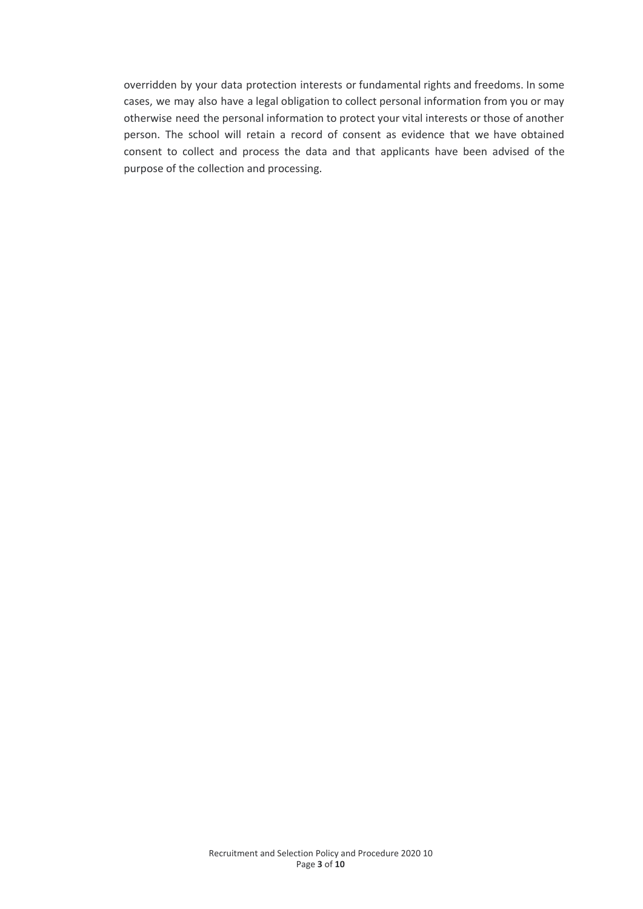overridden by your data protection interests or fundamental rights and freedoms. In some cases, we may also have a legal obligation to collect personal information from you or may otherwise need the personal information to protect your vital interests or those of another person. The school will retain a record of consent as evidence that we have obtained consent to collect and process the data and that applicants have been advised of the purpose of the collection and processing.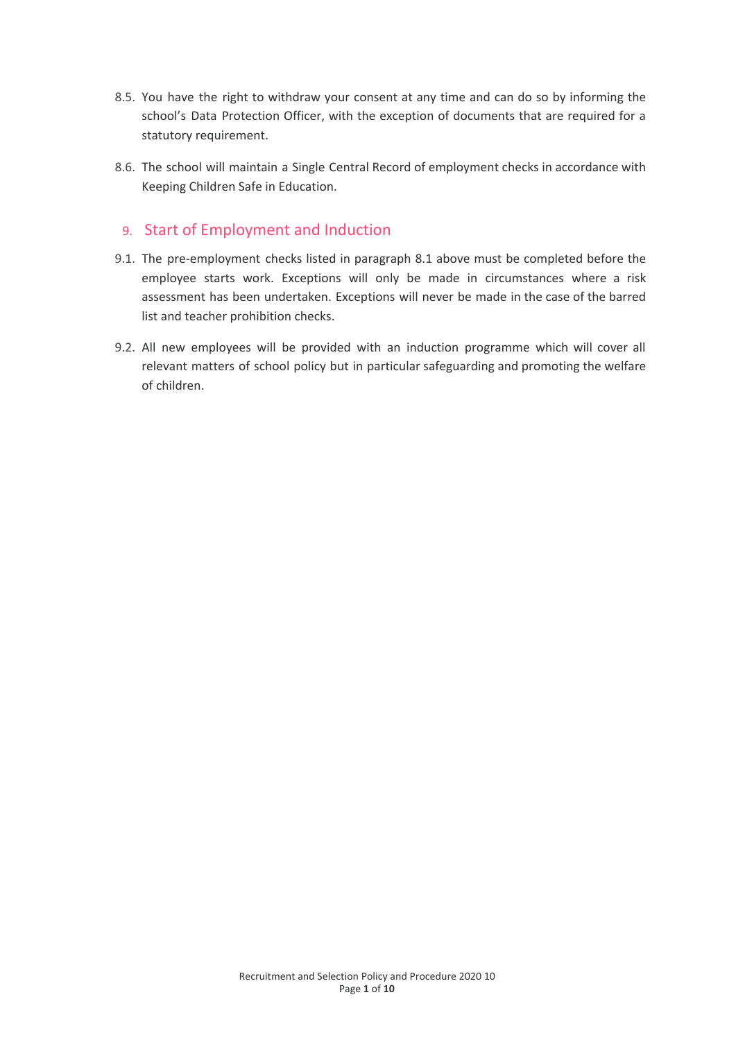8.5. You have the right to withdraw your consent at any time and can do so by informing the school's Data Protection Officer, with the exception of documents that are required for a statutory requirement.

8.6. The school will maintain a Single Central Record of employment checks in accordance with Keeping Children Safe in Education.

## 9. Start of Employment and Induction

9.1. The pre-employment checks listed in paragraph 8.1 above must be completed before the employee starts work. Exceptions will only be made in circumstances where a risk assessment has been undertaken. Exceptions will never be made in the case of the barred list and teacher prohibition checks.

9.2. All new employees will be provided with an induction programme which will cover all relevant matters of school policy but in particular safeguarding and promoting the welfare of children.